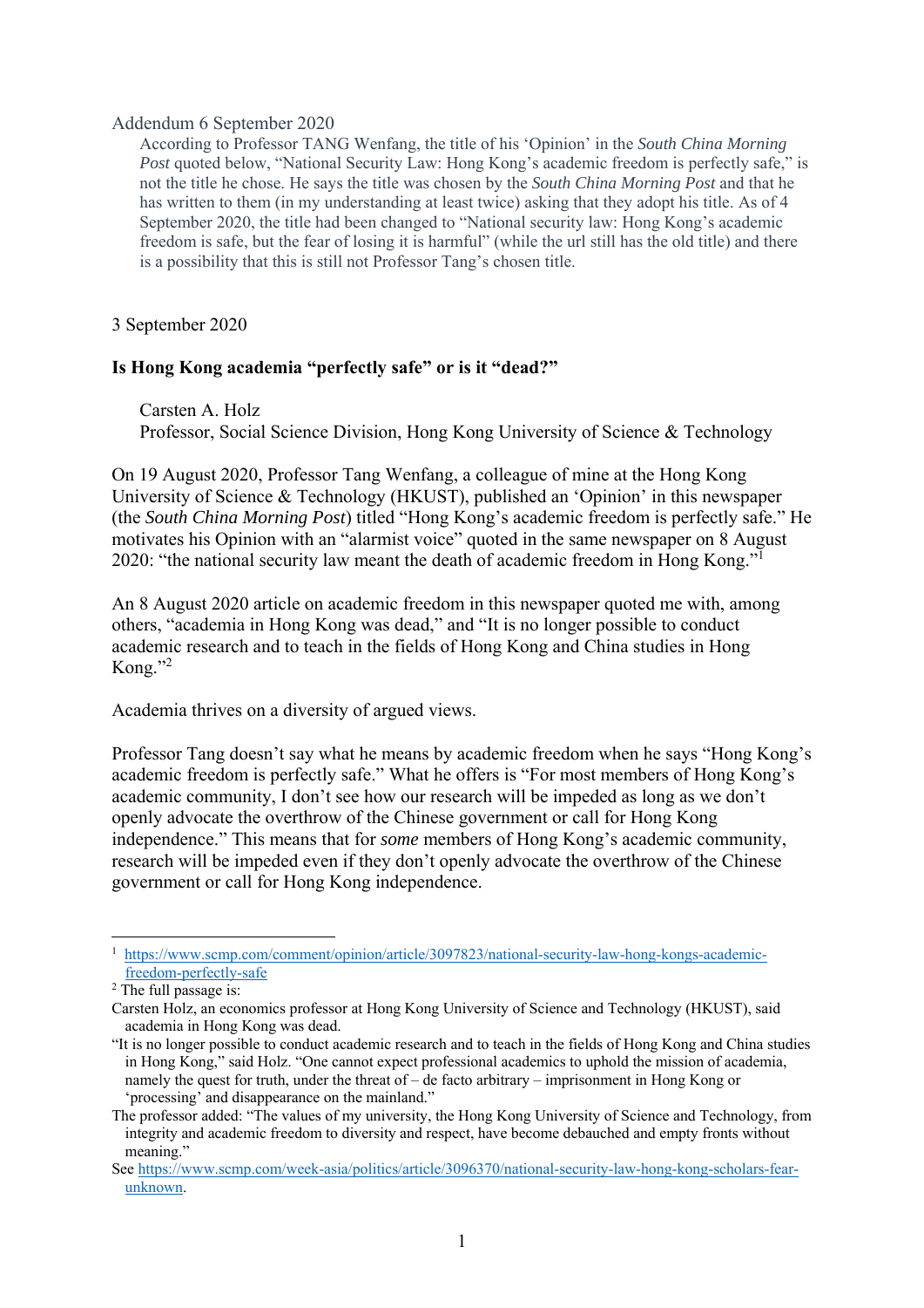Addendum 6 September 2020

> According to Professor TANG Wenfang, the title of his 'Opinion' in the *South China Morning Post* quoted below, "National Security Law: Hong Kong's academic freedom is perfectly safe," is not the title he chose. He says the title was chosen by the *South China Morning Post* and that he has written to them (in my understanding at least twice) asking that they adopt his title. As of 4 September 2020, the title had been changed to "National security law: Hong Kong's academic freedom is safe, but the fear of losing it is harmful" (while the url still has the old title) and there is a possibility that this is still not Professor Tang's chosen title.

3 September 2020

**Is Hong Kong academia "perfectly safe" or is it "dead?"**

Carsten A. Holz
Professor, Social Science Division, Hong Kong University of Science & Technology

On 19 August 2020, Professor Tang Wenfang, a colleague of mine at the Hong Kong University of Science & Technology (HKUST), published an 'Opinion' in this newspaper (the *South China Morning Post*) titled "Hong Kong's academic freedom is perfectly safe." He motivates his Opinion with an "alarmist voice" quoted in the same newspaper on 8 August 2020: "the national security law meant the death of academic freedom in Hong Kong."[1]

An 8 August 2020 article on academic freedom in this newspaper quoted me with, among others, "academia in Hong Kong was dead," and "It is no longer possible to conduct academic research and to teach in the fields of Hong Kong and China studies in Hong Kong."[2]

Academia thrives on a diversity of argued views.

Professor Tang doesn't say what he means by academic freedom when he says "Hong Kong's academic freedom is perfectly safe." What he offers is "For most members of Hong Kong's academic community, I don't see how our research will be impeded as long as we don't openly advocate the overthrow of the Chinese government or call for Hong Kong independence." This means that for *some* members of Hong Kong's academic community, research will be impeded even if they don't openly advocate the overthrow of the Chinese government or call for Hong Kong independence.

---

[1] https://www.scmp.com/comment/opinion/article/3097823/national-security-law-hong-kongs-academic-freedom-perfectly-safe

[2] The full passage is:
Carsten Holz, an economics professor at Hong Kong University of Science and Technology (HKUST), said academia in Hong Kong was dead.
"It is no longer possible to conduct academic research and to teach in the fields of Hong Kong and China studies in Hong Kong," said Holz. "One cannot expect professional academics to uphold the mission of academia, namely the quest for truth, under the threat of – de facto arbitrary – imprisonment in Hong Kong or 'processing' and disappearance on the mainland."
The professor added: "The values of my university, the Hong Kong University of Science and Technology, from integrity and academic freedom to diversity and respect, have become debauched and empty fronts without meaning."
See https://www.scmp.com/week-asia/politics/article/3096370/national-security-law-hong-kong-scholars-fear-unknown.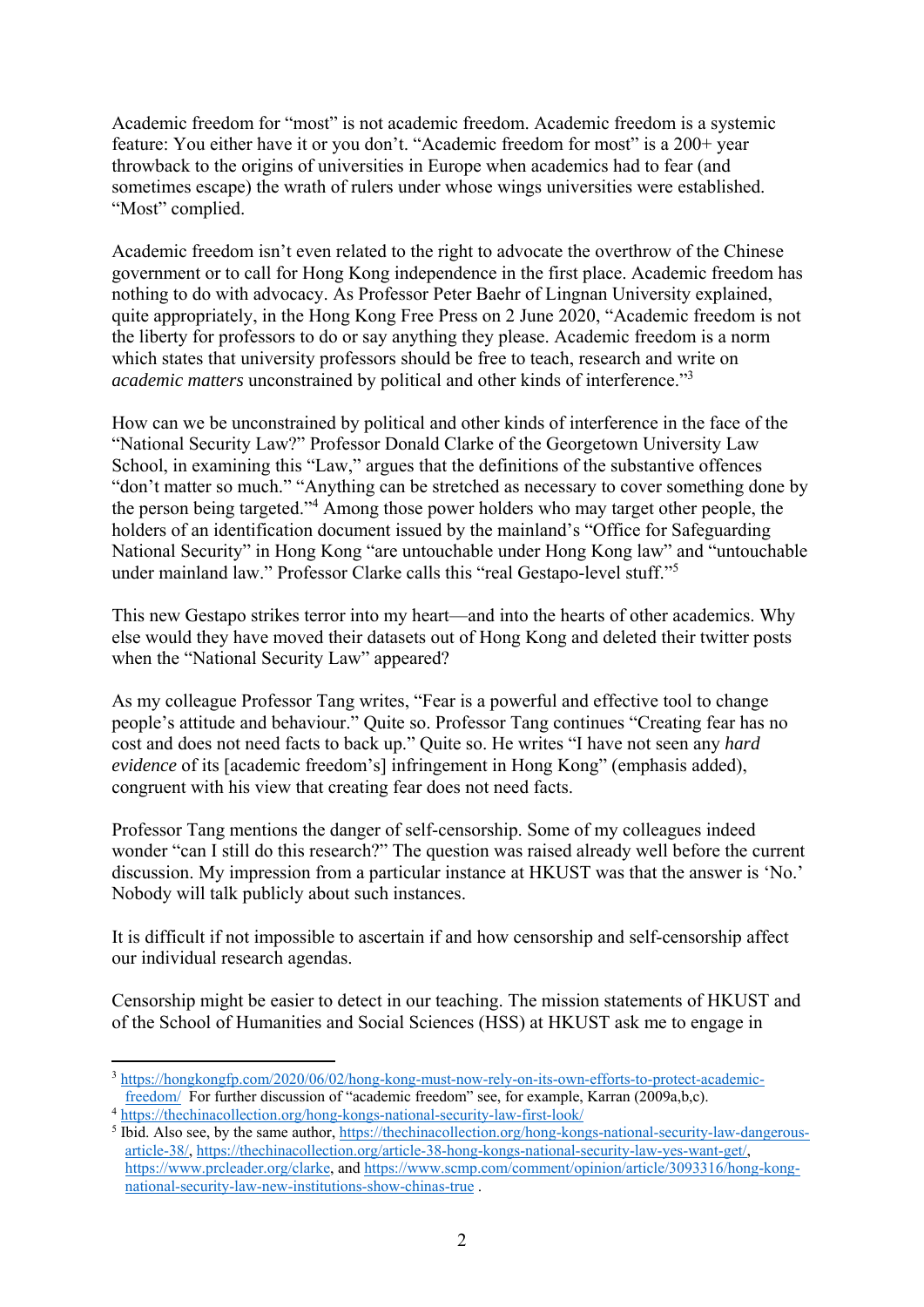Academic freedom for "most" is not academic freedom. Academic freedom is a systemic feature: You either have it or you don't. "Academic freedom for most" is a 200+ year throwback to the origins of universities in Europe when academics had to fear (and sometimes escape) the wrath of rulers under whose wings universities were established. "Most" complied.

Academic freedom isn't even related to the right to advocate the overthrow of the Chinese government or to call for Hong Kong independence in the first place. Academic freedom has nothing to do with advocacy. As Professor Peter Baehr of Lingnan University explained, quite appropriately, in the Hong Kong Free Press on 2 June 2020, "Academic freedom is not the liberty for professors to do or say anything they please. Academic freedom is a norm which states that university professors should be free to teach, research and write on *academic matters* unconstrained by political and other kinds of interference."[3]

How can we be unconstrained by political and other kinds of interference in the face of the "National Security Law?" Professor Donald Clarke of the Georgetown University Law School, in examining this "Law," argues that the definitions of the substantive offences "don't matter so much." "Anything can be stretched as necessary to cover something done by the person being targeted."[4] Among those power holders who may target other people, the holders of an identification document issued by the mainland's "Office for Safeguarding National Security" in Hong Kong "are untouchable under Hong Kong law" and "untouchable under mainland law." Professor Clarke calls this "real Gestapo-level stuff."[5]

This new Gestapo strikes terror into my heart—and into the hearts of other academics. Why else would they have moved their datasets out of Hong Kong and deleted their twitter posts when the "National Security Law" appeared?

As my colleague Professor Tang writes, "Fear is a powerful and effective tool to change people's attitude and behaviour." Quite so. Professor Tang continues "Creating fear has no cost and does not need facts to back up." Quite so. He writes "I have not seen any *hard evidence* of its [academic freedom's] infringement in Hong Kong" (emphasis added), congruent with his view that creating fear does not need facts.

Professor Tang mentions the danger of self-censorship. Some of my colleagues indeed wonder "can I still do this research?" The question was raised already well before the current discussion. My impression from a particular instance at HKUST was that the answer is 'No.' Nobody will talk publicly about such instances.

It is difficult if not impossible to ascertain if and how censorship and self-censorship affect our individual research agendas.

Censorship might be easier to detect in our teaching. The mission statements of HKUST and of the School of Humanities and Social Sciences (HSS) at HKUST ask me to engage in

---

[3] https://hongkongfp.com/2020/06/02/hong-kong-must-now-rely-on-its-own-efforts-to-protect-academic-freedom/ For further discussion of "academic freedom" see, for example, Karran (2009a,b,c).

[4] https://thechinacollection.org/hong-kongs-national-security-law-first-look/

[5] Ibid. Also see, by the same author, https://thechinacollection.org/hong-kongs-national-security-law-dangerous-article-38/, https://thechinacollection.org/article-38-hong-kong-national-security-law-yes-want-get/, https://www.prcleader.org/clarke, and https://www.scmp.com/comment/opinion/article/3093316/hong-kong-national-security-law-new-institutions-show-chinas-true .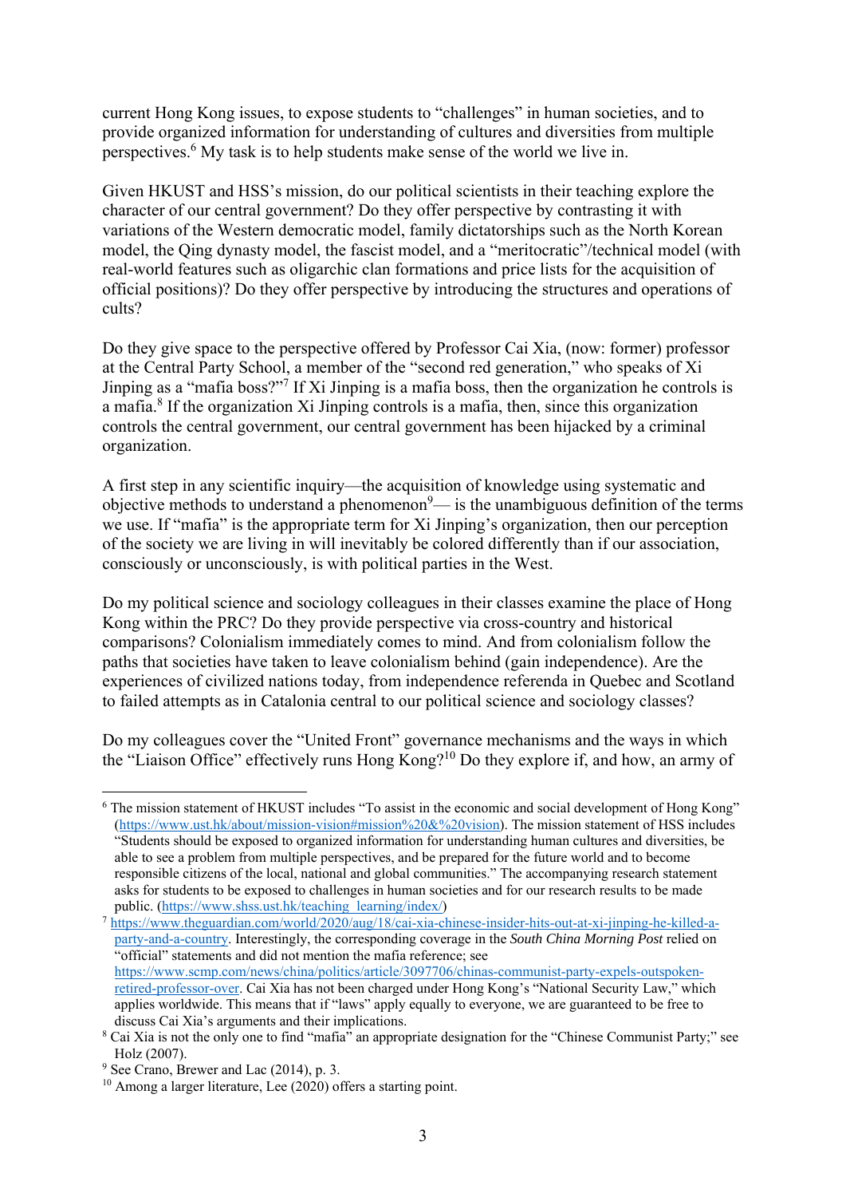current Hong Kong issues, to expose students to "challenges" in human societies, and to provide organized information for understanding of cultures and diversities from multiple perspectives.[6] My task is to help students make sense of the world we live in.

Given HKUST and HSS's mission, do our political scientists in their teaching explore the character of our central government? Do they offer perspective by contrasting it with variations of the Western democratic model, family dictatorships such as the North Korean model, the Qing dynasty model, the fascist model, and a "meritocratic"/technical model (with real-world features such as oligarchic clan formations and price lists for the acquisition of official positions)? Do they offer perspective by introducing the structures and operations of cults?

Do they give space to the perspective offered by Professor Cai Xia, (now: former) professor at the Central Party School, a member of the "second red generation," who speaks of Xi Jinping as a "mafia boss?"[7] If Xi Jinping is a mafia boss, then the organization he controls is a mafia.[8] If the organization Xi Jinping controls is a mafia, then, since this organization controls the central government, our central government has been hijacked by a criminal organization.

A first step in any scientific inquiry—the acquisition of knowledge using systematic and objective methods to understand a phenomenon[9]— is the unambiguous definition of the terms we use. If "mafia" is the appropriate term for Xi Jinping's organization, then our perception of the society we are living in will inevitably be colored differently than if our association, consciously or unconsciously, is with political parties in the West.

Do my political science and sociology colleagues in their classes examine the place of Hong Kong within the PRC? Do they provide perspective via cross-country and historical comparisons? Colonialism immediately comes to mind. And from colonialism follow the paths that societies have taken to leave colonialism behind (gain independence). Are the experiences of civilized nations today, from independence referenda in Quebec and Scotland to failed attempts as in Catalonia central to our political science and sociology classes?

Do my colleagues cover the "United Front" governance mechanisms and the ways in which the "Liaison Office" effectively runs Hong Kong?[10] Do they explore if, and how, an army of

---

[6] The mission statement of HKUST includes "To assist in the economic and social development of Hong Kong" (https://www.ust.hk/about/mission-vision#mission%20&%20vision). The mission statement of HSS includes "Students should be exposed to organized information for understanding human cultures and diversities, be able to see a problem from multiple perspectives, and be prepared for the future world and to become responsible citizens of the local, national and global communities." The accompanying research statement asks for students to be exposed to challenges in human societies and for our research results to be made public. (https://www.shss.ust.hk/teaching_learning/index/)

[7] https://www.theguardian.com/world/2020/aug/18/cai-xia-chinese-insider-hits-out-at-xi-jinping-he-killed-a-party-and-a-country. Interestingly, the corresponding coverage in the *South China Morning Post* relied on "official" statements and did not mention the mafia reference; see https://www.scmp.com/news/china/politics/article/3097706/chinas-communist-party-expels-outspoken-retired-professor-over. Cai Xia has not been charged under Hong Kong's "National Security Law," which applies worldwide. This means that if "laws" apply equally to everyone, we are guaranteed to be free to discuss Cai Xia's arguments and their implications.

[8] Cai Xia is not the only one to find "mafia" an appropriate designation for the "Chinese Communist Party;" see Holz (2007).

[9] See Crano, Brewer and Lac (2014), p. 3.

[10] Among a larger literature, Lee (2020) offers a starting point.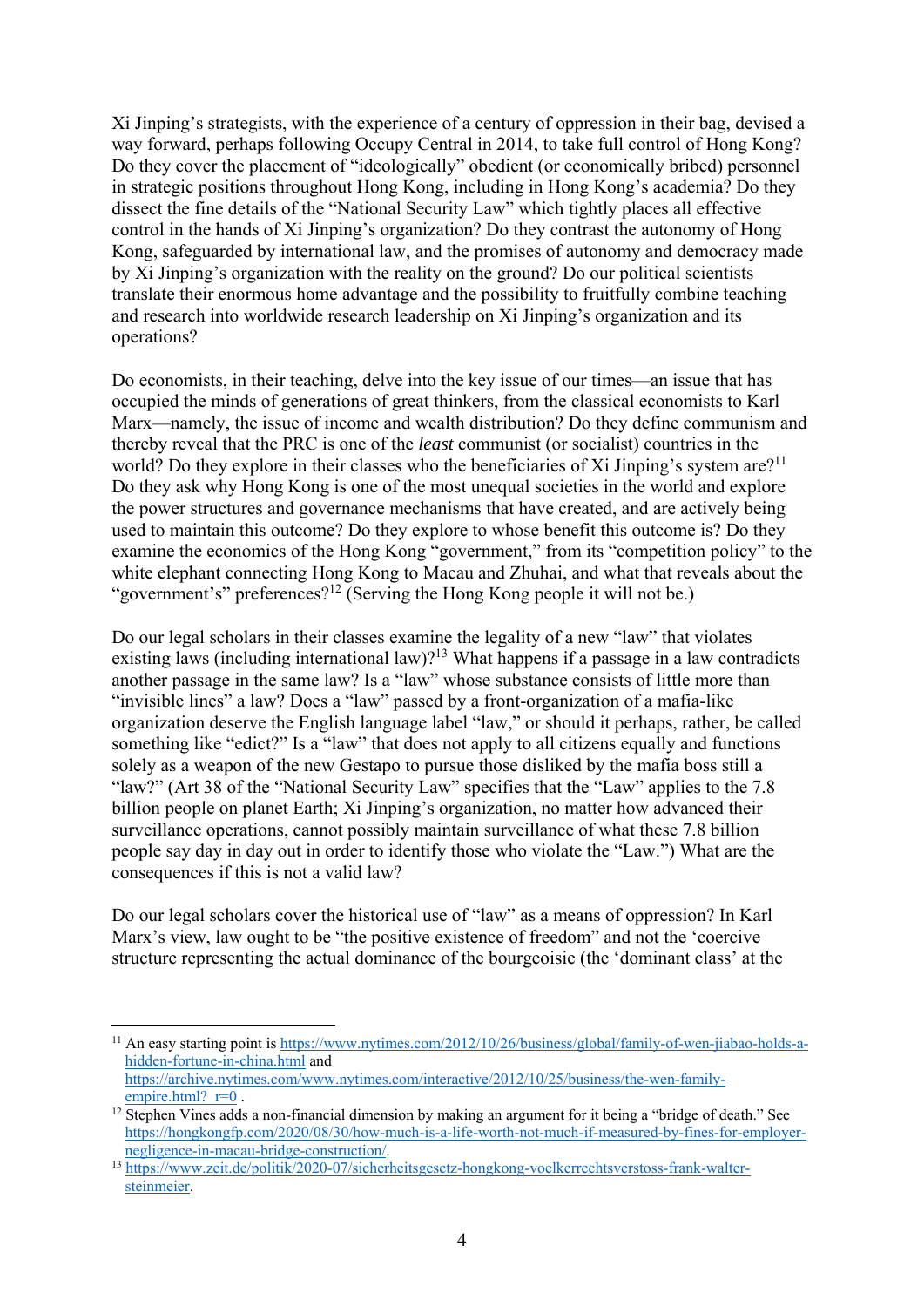Xi Jinping's strategists, with the experience of a century of oppression in their bag, devised a way forward, perhaps following Occupy Central in 2014, to take full control of Hong Kong? Do they cover the placement of "ideologically" obedient (or economically bribed) personnel in strategic positions throughout Hong Kong, including in Hong Kong's academia? Do they dissect the fine details of the "National Security Law" which tightly places all effective control in the hands of Xi Jinping's organization? Do they contrast the autonomy of Hong Kong, safeguarded by international law, and the promises of autonomy and democracy made by Xi Jinping's organization with the reality on the ground? Do our political scientists translate their enormous home advantage and the possibility to fruitfully combine teaching and research into worldwide research leadership on Xi Jinping's organization and its operations?

Do economists, in their teaching, delve into the key issue of our times—an issue that has occupied the minds of generations of great thinkers, from the classical economists to Karl Marx—namely, the issue of income and wealth distribution? Do they define communism and thereby reveal that the PRC is one of the *least* communist (or socialist) countries in the world? Do they explore in their classes who the beneficiaries of Xi Jinping's system are?[11] Do they ask why Hong Kong is one of the most unequal societies in the world and explore the power structures and governance mechanisms that have created, and are actively being used to maintain this outcome? Do they explore to whose benefit this outcome is? Do they examine the economics of the Hong Kong "government," from its "competition policy" to the white elephant connecting Hong Kong to Macau and Zhuhai, and what that reveals about the "government's" preferences?[12] (Serving the Hong Kong people it will not be.)

Do our legal scholars in their classes examine the legality of a new "law" that violates existing laws (including international law)?[13] What happens if a passage in a law contradicts another passage in the same law? Is a "law" whose substance consists of little more than "invisible lines" a law? Does a "law" passed by a front-organization of a mafia-like organization deserve the English language label "law," or should it perhaps, rather, be called something like "edict?" Is a "law" that does not apply to all citizens equally and functions solely as a weapon of the new Gestapo to pursue those disliked by the mafia boss still a "law?" (Art 38 of the "National Security Law" specifies that the "Law" applies to the 7.8 billion people on planet Earth; Xi Jinping's organization, no matter how advanced their surveillance operations, cannot possibly maintain surveillance of what these 7.8 billion people say day in day out in order to identify those who violate the "Law.") What are the consequences if this is not a valid law?

Do our legal scholars cover the historical use of "law" as a means of oppression? In Karl Marx's view, law ought to be "the positive existence of freedom" and not the 'coercive structure representing the actual dominance of the bourgeoisie (the 'dominant class' at the

---

[11] An easy starting point is https://www.nytimes.com/2012/10/26/business/global/family-of-wen-jiabao-holds-a-hidden-fortune-in-china.html and https://archive.nytimes.com/www.nytimes.com/interactive/2012/10/25/business/the-wen-family-empire.html?_r=0 .

[12] Stephen Vines adds a non-financial dimension by making an argument for it being a "bridge of death." See https://hongkongfp.com/2020/08/30/how-much-is-a-life-worth-not-much-if-measured-by-fines-for-employer-negligence-in-macau-bridge-construction/.

[13] https://www.zeit.de/politik/2020-07/sicherheitsgesetz-hongkong-voelkerrechtsverstoss-frank-walter-steinmeier.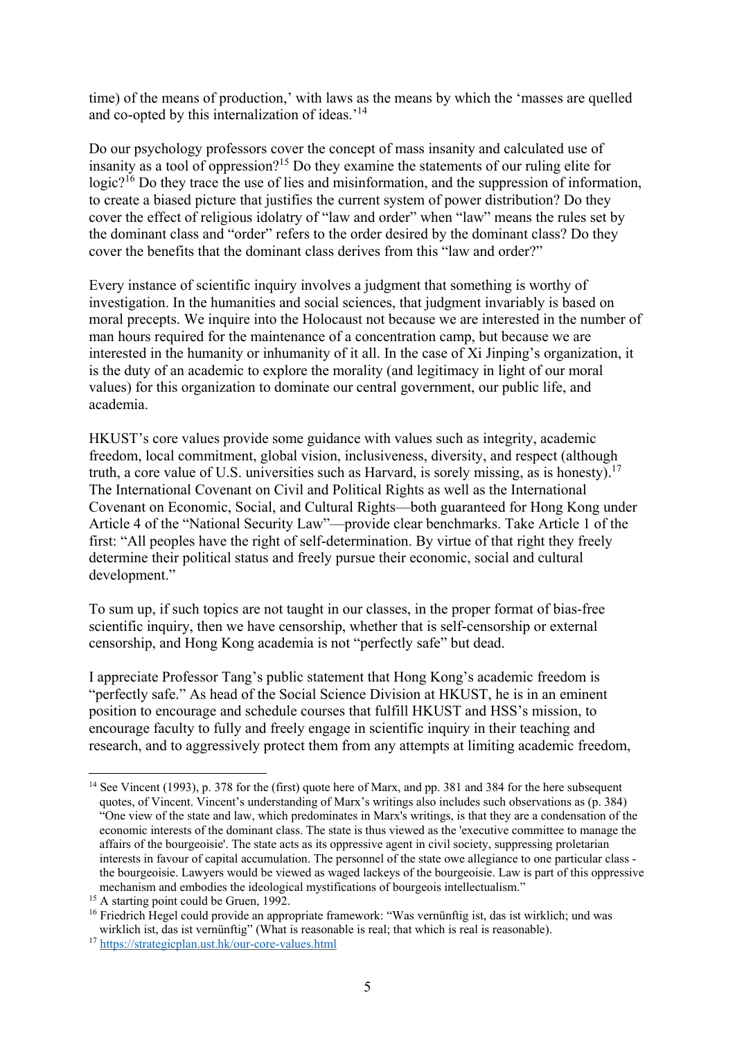time) of the means of production,' with laws as the means by which the 'masses are quelled and co-opted by this internalization of ideas.'[14]

Do our psychology professors cover the concept of mass insanity and calculated use of insanity as a tool of oppression?[15] Do they examine the statements of our ruling elite for logic?[16] Do they trace the use of lies and misinformation, and the suppression of information, to create a biased picture that justifies the current system of power distribution? Do they cover the effect of religious idolatry of "law and order" when "law" means the rules set by the dominant class and "order" refers to the order desired by the dominant class? Do they cover the benefits that the dominant class derives from this "law and order?"

Every instance of scientific inquiry involves a judgment that something is worthy of investigation. In the humanities and social sciences, that judgment invariably is based on moral precepts. We inquire into the Holocaust not because we are interested in the number of man hours required for the maintenance of a concentration camp, but because we are interested in the humanity or inhumanity of it all. In the case of Xi Jinping's organization, it is the duty of an academic to explore the morality (and legitimacy in light of our moral values) for this organization to dominate our central government, our public life, and academia.

HKUST's core values provide some guidance with values such as integrity, academic freedom, local commitment, global vision, inclusiveness, diversity, and respect (although truth, a core value of U.S. universities such as Harvard, is sorely missing, as is honesty).[17] The International Covenant on Civil and Political Rights as well as the International Covenant on Economic, Social, and Cultural Rights—both guaranteed for Hong Kong under Article 4 of the "National Security Law"—provide clear benchmarks. Take Article 1 of the first: "All peoples have the right of self-determination. By virtue of that right they freely determine their political status and freely pursue their economic, social and cultural development."

To sum up, if such topics are not taught in our classes, in the proper format of bias-free scientific inquiry, then we have censorship, whether that is self-censorship or external censorship, and Hong Kong academia is not "perfectly safe" but dead.

I appreciate Professor Tang's public statement that Hong Kong's academic freedom is "perfectly safe." As head of the Social Science Division at HKUST, he is in an eminent position to encourage and schedule courses that fulfill HKUST and HSS's mission, to encourage faculty to fully and freely engage in scientific inquiry in their teaching and research, and to aggressively protect them from any attempts at limiting academic freedom,

---

[14] See Vincent (1993), p. 378 for the (first) quote here of Marx, and pp. 381 and 384 for the here subsequent quotes, of Vincent. Vincent's understanding of Marx's writings also includes such observations as (p. 384) "One view of the state and law, which predominates in Marx's writings, is that they are a condensation of the economic interests of the dominant class. The state is thus viewed as the 'executive committee to manage the affairs of the bourgeoisie'. The state acts as its oppressive agent in civil society, suppressing proletarian interests in favour of capital accumulation. The personnel of the state owe allegiance to one particular class - the bourgeoisie. Lawyers would be viewed as waged lackeys of the bourgeoisie. Law is part of this oppressive mechanism and embodies the ideological mystifications of bourgeois intellectualism."

[15] A starting point could be Gruen, 1992.

[16] Friedrich Hegel could provide an appropriate framework: "Was vernünftig ist, das ist wirklich; und was wirklich ist, das ist vernünftig" (What is reasonable is real; that which is real is reasonable).

[17] https://strategicplan.ust.hk/our-core-values.html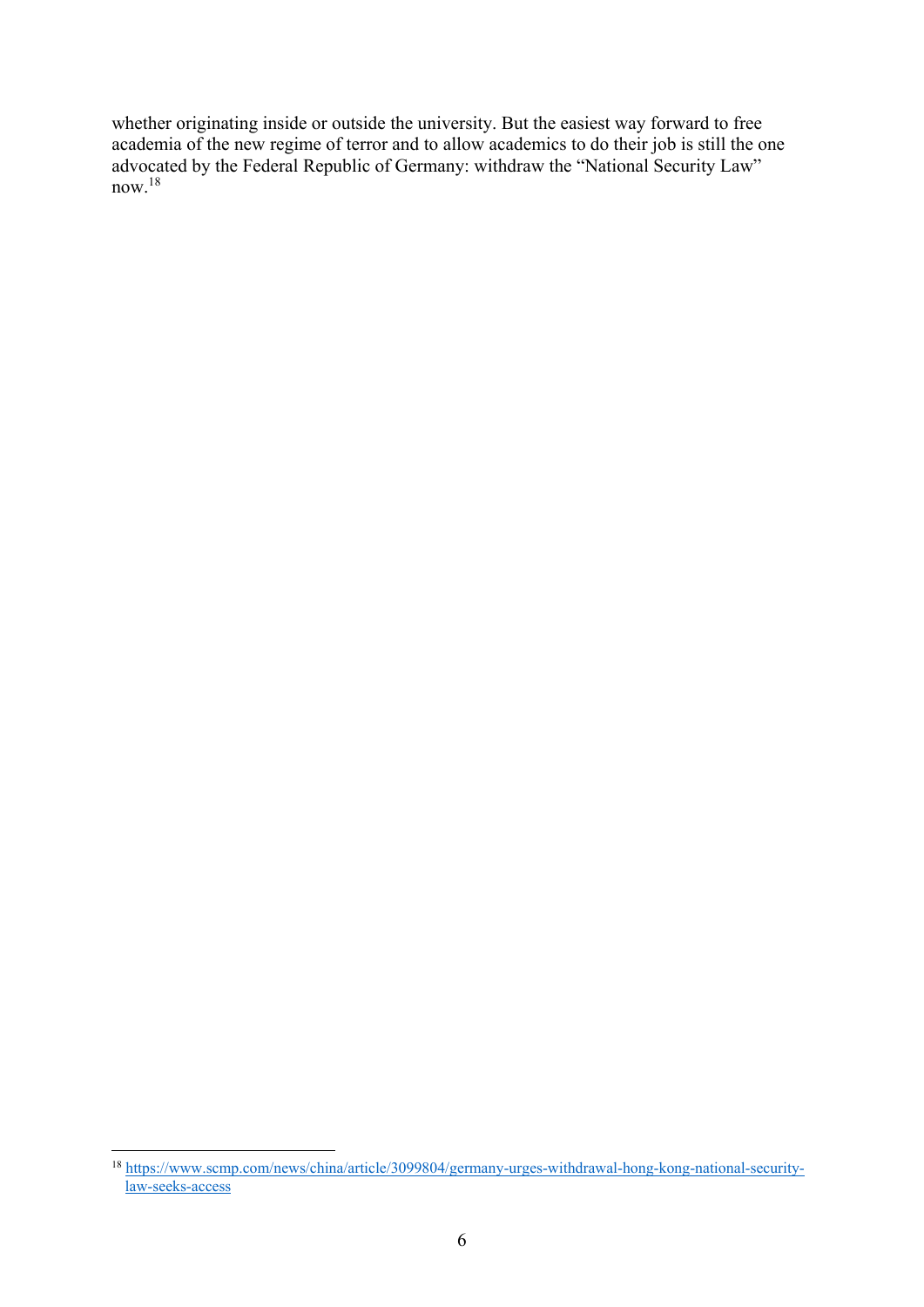whether originating inside or outside the university. But the easiest way forward to free academia of the new regime of terror and to allow academics to do their job is still the one advocated by the Federal Republic of Germany: withdraw the "National Security Law" now.[18]

---

[18] https://www.scmp.com/news/china/article/3099804/germany-urges-withdrawal-hong-kong-national-security-law-seeks-access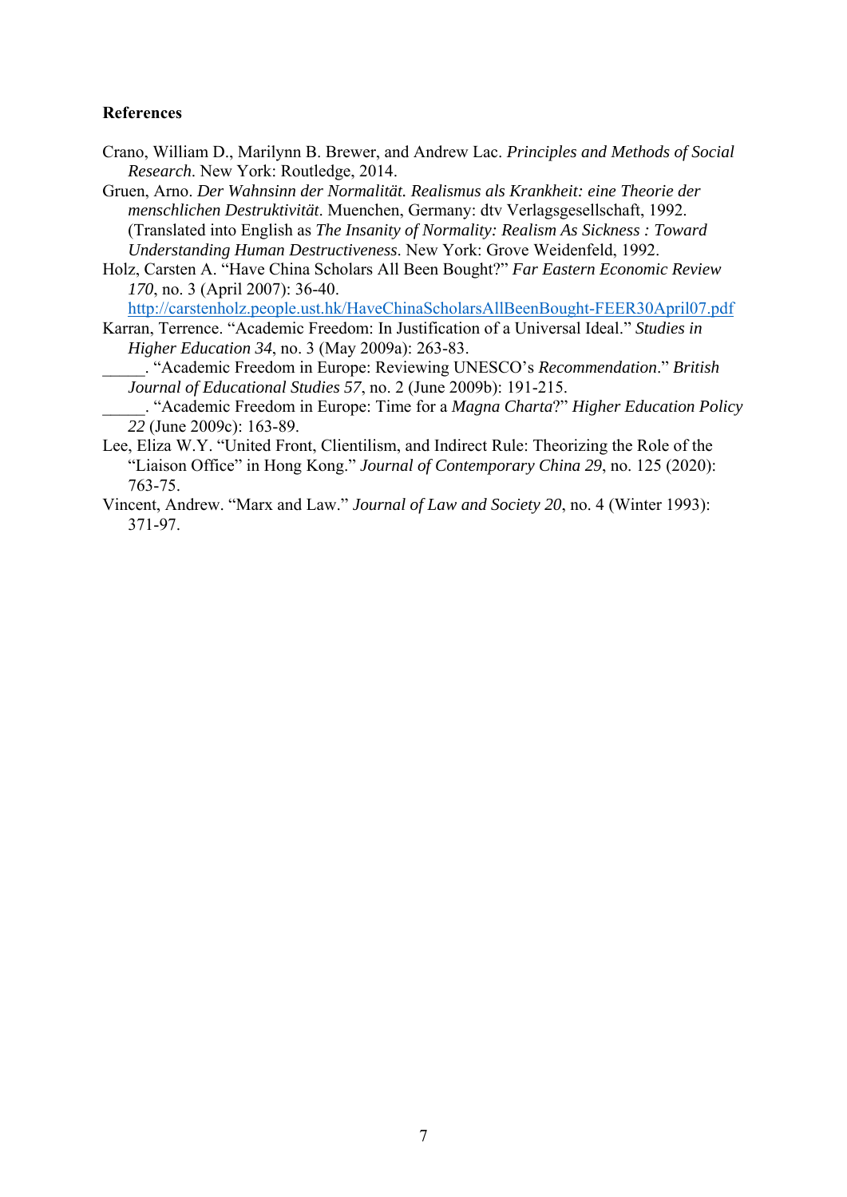**References**

Crano, William D., Marilynn B. Brewer, and Andrew Lac. *Principles and Methods of Social Research*. New York: Routledge, 2014.

Gruen, Arno. *Der Wahnsinn der Normalität. Realismus als Krankheit: eine Theorie der menschlichen Destruktivität*. Muenchen, Germany: dtv Verlagsgesellschaft, 1992. (Translated into English as *The Insanity of Normality: Realism As Sickness : Toward Understanding Human Destructiveness*. New York: Grove Weidenfeld, 1992.

Holz, Carsten A. "Have China Scholars All Been Bought?" *Far Eastern Economic Review 170*, no. 3 (April 2007): 36-40. http://carstenholz.people.ust.hk/HaveChinaScholarsAllBeenBought-FEER30April07.pdf

Karran, Terrence. "Academic Freedom: In Justification of a Universal Ideal." *Studies in Higher Education 34*, no. 3 (May 2009a): 263-83.

_____. "Academic Freedom in Europe: Reviewing UNESCO's *Recommendation*." *British Journal of Educational Studies 57*, no. 2 (June 2009b): 191-215.

_____. "Academic Freedom in Europe: Time for a *Magna Charta*?" *Higher Education Policy 22* (June 2009c): 163-89.

Lee, Eliza W.Y. "United Front, Clientilism, and Indirect Rule: Theorizing the Role of the "Liaison Office" in Hong Kong." *Journal of Contemporary China 29*, no. 125 (2020): 763-75.

Vincent, Andrew. "Marx and Law." *Journal of Law and Society 20*, no. 4 (Winter 1993): 371-97.